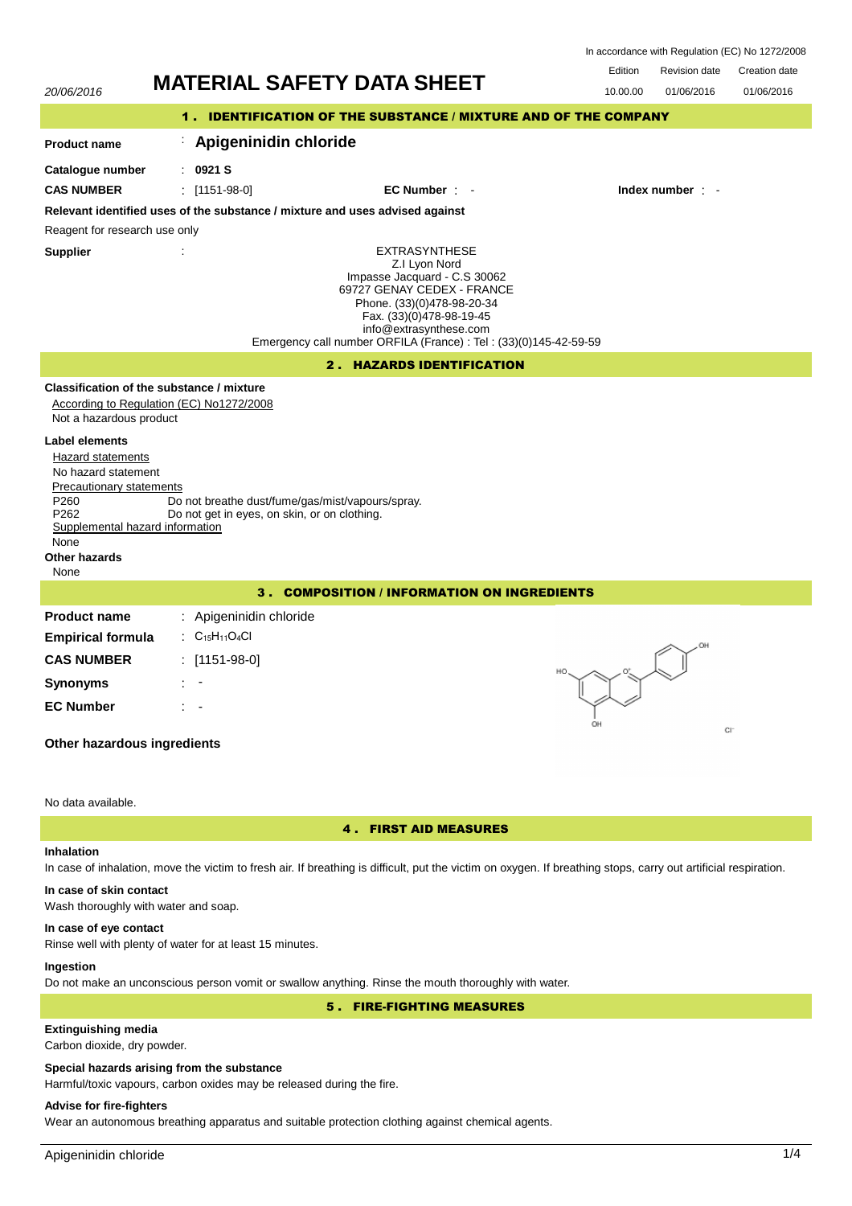In accordance with Regulation (EC) No 1272/2008

20/06/2016

# MATERIAL SAFETY DATA SHEET

| Edition | Revision date | Creation date |
|---|---|---|
| 10.00.00 | 01/06/2016 | 01/06/2016 |

## 1. IDENTIFICATION OF THE SUBSTANCE / MIXTURE AND OF THE COMPANY

**Product name** : **Apigeninidin chloride**

**Catalogue number** : **0921 S**

**CAS NUMBER** : [1151-98-0] **EC Number** : - **Index number** : -

**Relevant identified uses of the substance / mixture and uses advised against**

Reagent for research use only

**Supplier** :

EXTRASYNTHESE
Z.I Lyon Nord
Impasse Jacquard - C.S 30062
69727 GENAY CEDEX - FRANCE
Phone. (33)(0)478-98-20-34
Fax. (33)(0)478-98-19-45
info@extrasynthese.com
Emergency call number ORFILA (France) : Tel : (33)(0)145-42-59-59

## 2. HAZARDS IDENTIFICATION

**Classification of the substance / mixture**

According to Regulation (EC) No1272/2008

Not a hazardous product

**Label elements**

Hazard statements

No hazard statement

Precautionary statements

P260 Do not breathe dust/fume/gas/mist/vapours/spray.
P262 Do not get in eyes, on skin, or on clothing.

Supplemental hazard information

None

**Other hazards**

None

## 3. COMPOSITION / INFORMATION ON INGREDIENTS

**Product name** : Apigeninidin chloride

**Empirical formula** : $C_{15}H_{11}O_4Cl$

**CAS NUMBER** : [1151-98-0]

**Synonyms** : -

**EC Number** : -

**Other hazardous ingredients**

No data available.

## 4. FIRST AID MEASURES

**Inhalation**

In case of inhalation, move the victim to fresh air. If breathing is difficult, put the victim on oxygen. If breathing stops, carry out artificial respiration.

**In case of skin contact**

Wash thoroughly with water and soap.

**In case of eye contact**

Rinse well with plenty of water for at least 15 minutes.

**Ingestion**

Do not make an unconscious person vomit or swallow anything. Rinse the mouth thoroughly with water.

## 5. FIRE-FIGHTING MEASURES

**Extinguishing media**

Carbon dioxide, dry powder.

**Special hazards arising from the substance**

Harmful/toxic vapours, carbon oxides may be released during the fire.

**Advise for fire-fighters**

Wear an autonomous breathing apparatus and suitable protection clothing against chemical agents.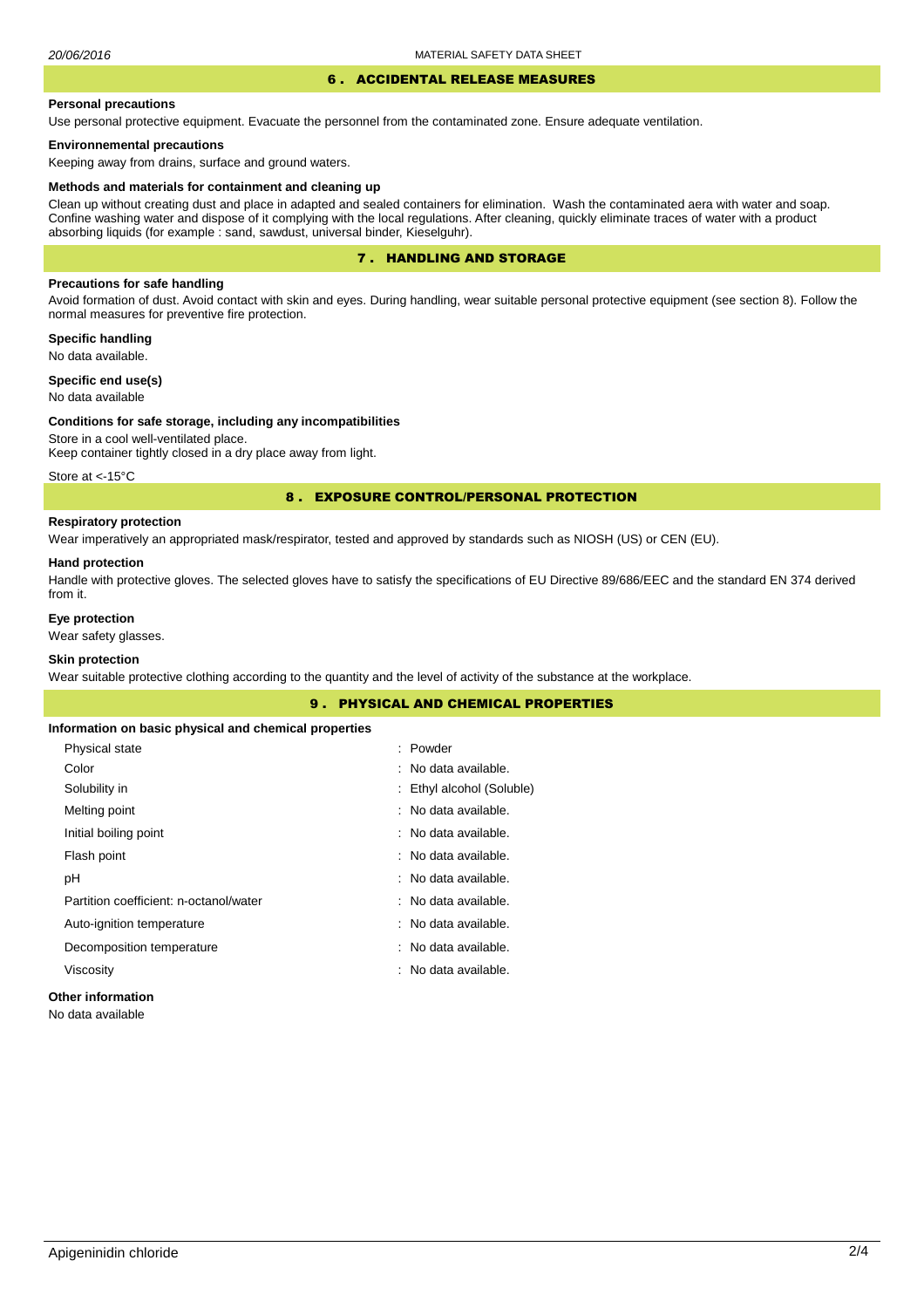## 6 . ACCIDENTAL RELEASE MEASURES

**Personal precautions**

Use personal protective equipment. Evacuate the personnel from the contaminated zone. Ensure adequate ventilation.

**Environnemental precautions**

Keeping away from drains, surface and ground waters.

**Methods and materials for containment and cleaning up**

Clean up without creating dust and place in adapted and sealed containers for elimination. Wash the contaminated aera with water and soap. Confine washing water and dispose of it complying with the local regulations. After cleaning, quickly eliminate traces of water with a product absorbing liquids (for example : sand, sawdust, universal binder, Kieselguhr).

## 7 . HANDLING AND STORAGE

**Precautions for safe handling**

Avoid formation of dust. Avoid contact with skin and eyes. During handling, wear suitable personal protective equipment (see section 8). Follow the normal measures for preventive fire protection.

**Specific handling**

No data available.

**Specific end use(s)**

No data available

**Conditions for safe storage, including any incompatibilities**

Store in a cool well-ventilated place.
Keep container tightly closed in a dry place away from light.

Store at <-15°C

## 8 . EXPOSURE CONTROL/PERSONAL PROTECTION

**Respiratory protection**

Wear imperatively an appropriated mask/respirator, tested and approved by standards such as NIOSH (US) or CEN (EU).

**Hand protection**

Handle with protective gloves. The selected gloves have to satisfy the specifications of EU Directive 89/686/EEC and the standard EN 374 derived from it.

**Eye protection**

Wear safety glasses.

**Skin protection**

Wear suitable protective clothing according to the quantity and the level of activity of the substance at the workplace.

## 9 . PHYSICAL AND CHEMICAL PROPERTIES

**Information on basic physical and chemical properties**

| Property | Value |
|---|---|
| Physical state | : Powder |
| Color | : No data available. |
| Solubility in | : Ethyl alcohol (Soluble) |
| Melting point | : No data available. |
| Initial boiling point | : No data available. |
| Flash point | : No data available. |
| pH | : No data available. |
| Partition coefficient: n-octanol/water | : No data available. |
| Auto-ignition temperature | : No data available. |
| Decomposition temperature | : No data available. |
| Viscosity | : No data available. |

**Other information**

No data available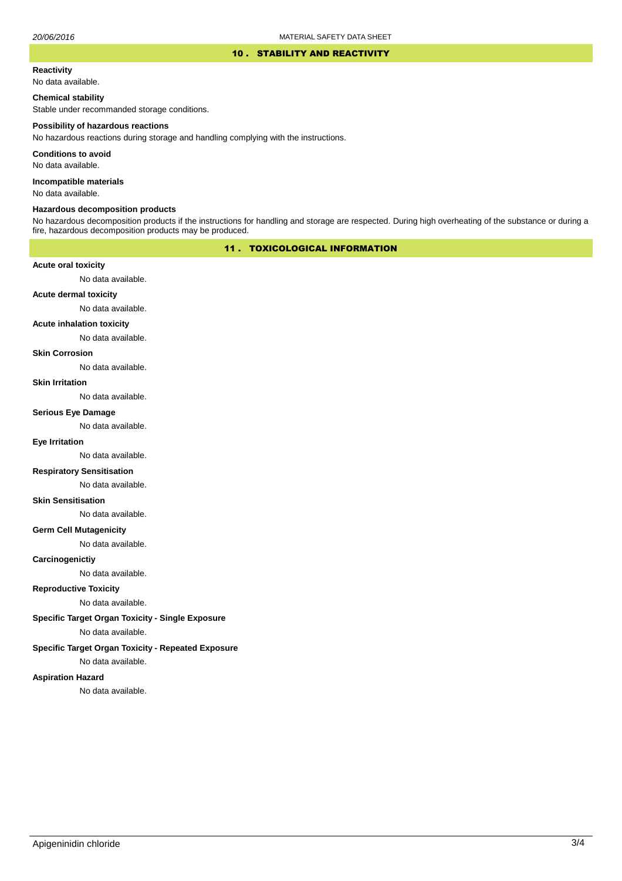## 10 . STABILITY AND REACTIVITY

**Reactivity**

No data available.

**Chemical stability**

Stable under recommanded storage conditions.

**Possibility of hazardous reactions**

No hazardous reactions during storage and handling complying with the instructions.

**Conditions to avoid**

No data available.

**Incompatible materials**

No data available.

**Hazardous decomposition products**

No hazardous decomposition products if the instructions for handling and storage are respected. During high overheating of the substance or during a fire, hazardous decomposition products may be produced.

## 11 . TOXICOLOGICAL INFORMATION

**Acute oral toxicity**

No data available.

**Acute dermal toxicity**

No data available.

**Acute inhalation toxicity**

No data available.

**Skin Corrosion**

No data available.

**Skin Irritation**

No data available.

**Serious Eye Damage**

No data available.

**Eye Irritation**

No data available.

**Respiratory Sensitisation**

No data available.

**Skin Sensitisation**

No data available.

**Germ Cell Mutagenicity**

No data available.

**Carcinogenictiy**

No data available.

**Reproductive Toxicity**

No data available.

**Specific Target Organ Toxicity - Single Exposure**

No data available.

**Specific Target Organ Toxicity - Repeated Exposure**

No data available.

**Aspiration Hazard**

No data available.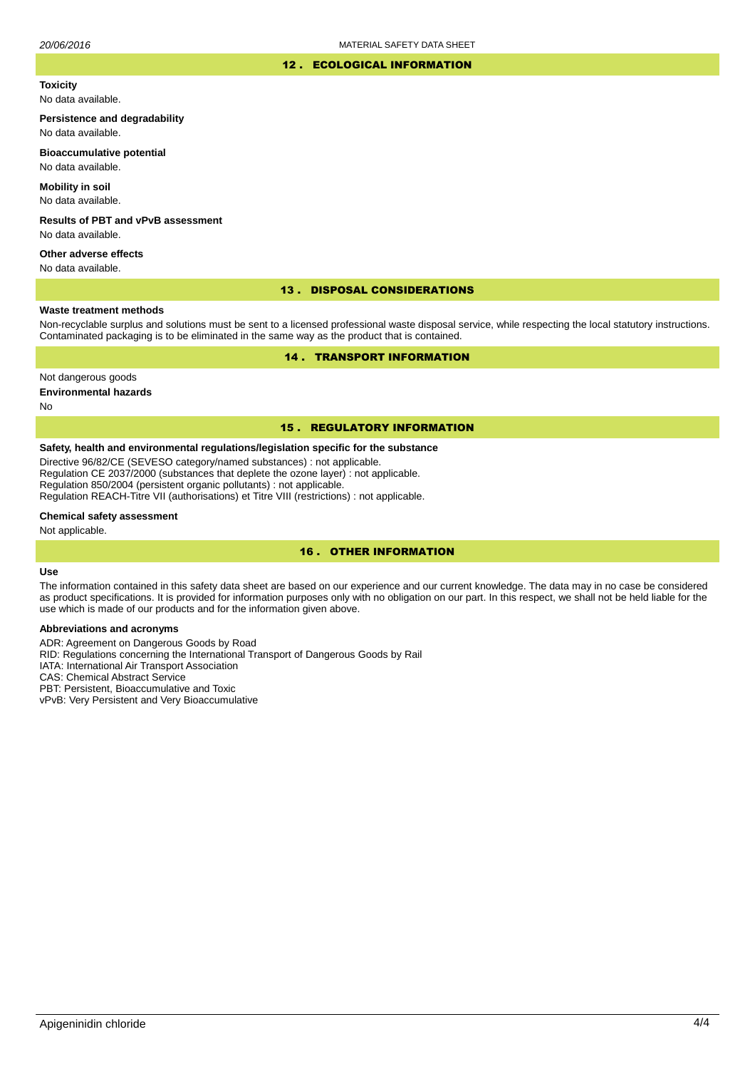## 12 . ECOLOGICAL INFORMATION

**Toxicity**

No data available.

**Persistence and degradability**

No data available.

**Bioaccumulative potential**

No data available.

**Mobility in soil**

No data available.

**Results of PBT and vPvB assessment**

No data available.

**Other adverse effects**

No data available.

## 13 . DISPOSAL CONSIDERATIONS

**Waste treatment methods**

Non-recyclable surplus and solutions must be sent to a licensed professional waste disposal service, while respecting the local statutory instructions. Contaminated packaging is to be eliminated in the same way as the product that is contained.

## 14 . TRANSPORT INFORMATION

Not dangerous goods

**Environmental hazards**

No

## 15 . REGULATORY INFORMATION

**Safety, health and environmental regulations/legislation specific for the substance**

Directive 96/82/CE (SEVESO category/named substances) : not applicable.
Regulation CE 2037/2000 (substances that deplete the ozone layer) : not applicable.
Regulation 850/2004 (persistent organic pollutants) : not applicable.
Regulation REACH-Titre VII (authorisations) et Titre VIII (restrictions) : not applicable.

**Chemical safety assessment**

Not applicable.

## 16 . OTHER INFORMATION

**Use**

The information contained in this safety data sheet are based on our experience and our current knowledge. The data may in no case be considered as product specifications. It is provided for information purposes only with no obligation on our part. In this respect, we shall not be held liable for the use which is made of our products and for the information given above.

**Abbreviations and acronyms**

ADR: Agreement on Dangerous Goods by Road
RID: Regulations concerning the International Transport of Dangerous Goods by Rail
IATA: International Air Transport Association
CAS: Chemical Abstract Service
PBT: Persistent, Bioaccumulative and Toxic
vPvB: Very Persistent and Very Bioaccumulative